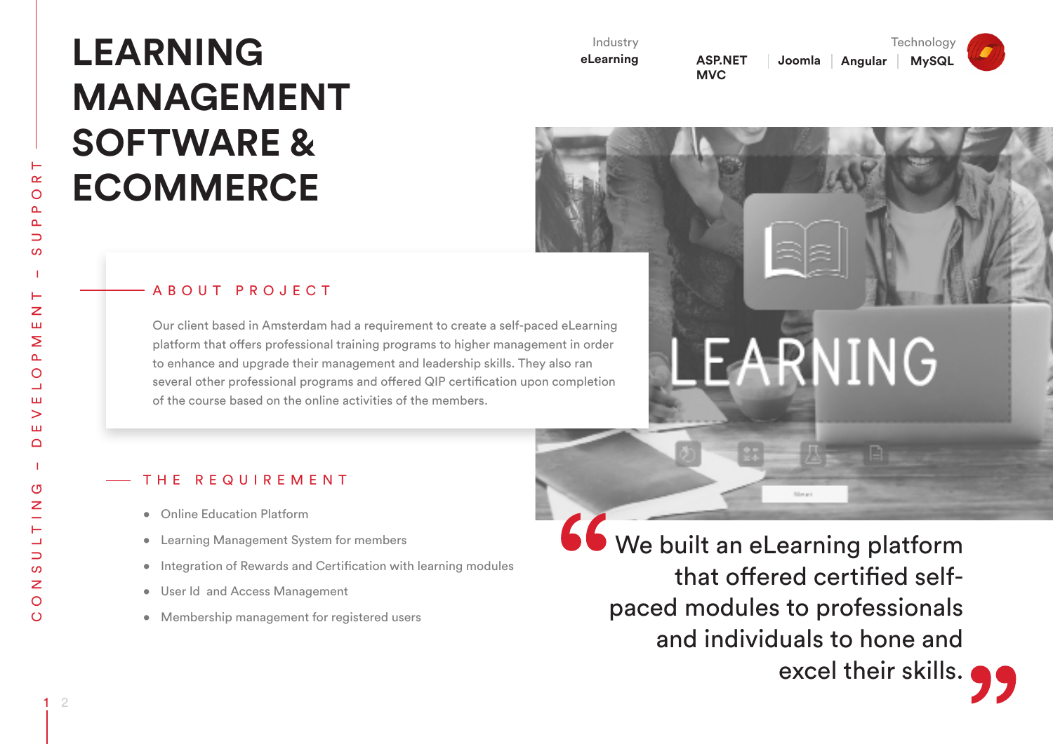# LEARNING MANAGEMENT SOFTWARE & ECOMMERCE

Industry
**eLearning**

Technology
**ASP.NET MVC** | **Joomla** | **Angular** | **MySQL**

## ABOUT PROJECT

Our client based in Amsterdam had a requirement to create a self-paced eLearning platform that offers professional training programs to higher management in order to enhance and upgrade their management and leadership skills. They also ran several other professional programs and offered QIP certification upon completion of the course based on the online activities of the members.

## THE REQUIREMENT

- Online Education Platform
- Learning Management System for members
- Integration of Rewards and Certification with learning modules
- User Id and Access Management
- Membership management for registered users

> "We built an eLearning platform that offered certified self-paced modules to professionals and individuals to hone and excel their skills."

CONSULTING – DEVELOPMENT – SUPPORT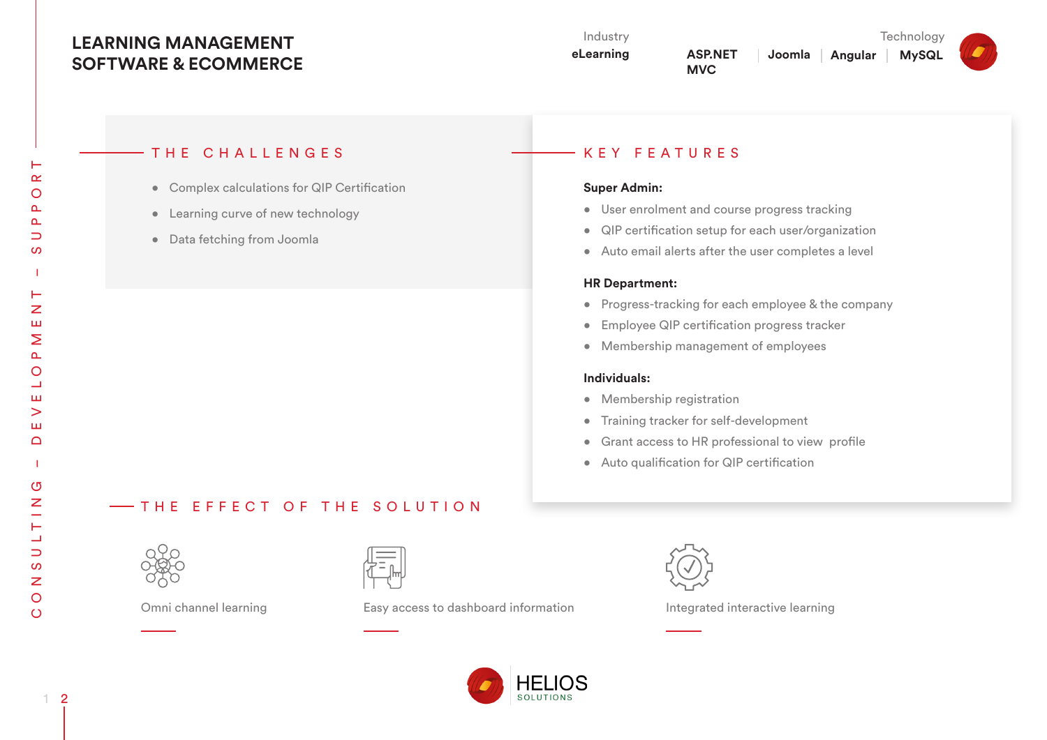# LEARNING MANAGEMENT SOFTWARE & ECOMMERCE

Industry
**eLearning**

Technology
**ASP.NET MVC | Joomla | Angular | MySQL**

## THE CHALLENGES

- Complex calculations for QIP Certification
- Learning curve of new technology
- Data fetching from Joomla

## KEY FEATURES

**Super Admin:**

- User enrolment and course progress tracking
- QIP certification setup for each user/organization
- Auto email alerts after the user completes a level

**HR Department:**

- Progress-tracking for each employee & the company
- Employee QIP certification progress tracker
- Membership management of employees

**Individuals:**

- Membership registration
- Training tracker for self-development
- Grant access to HR professional to view profile
- Auto qualification for QIP certification

## THE EFFECT OF THE SOLUTION

Omni channel learning

Easy access to dashboard information

Integrated interactive learning

HELIOS SOLUTIONS